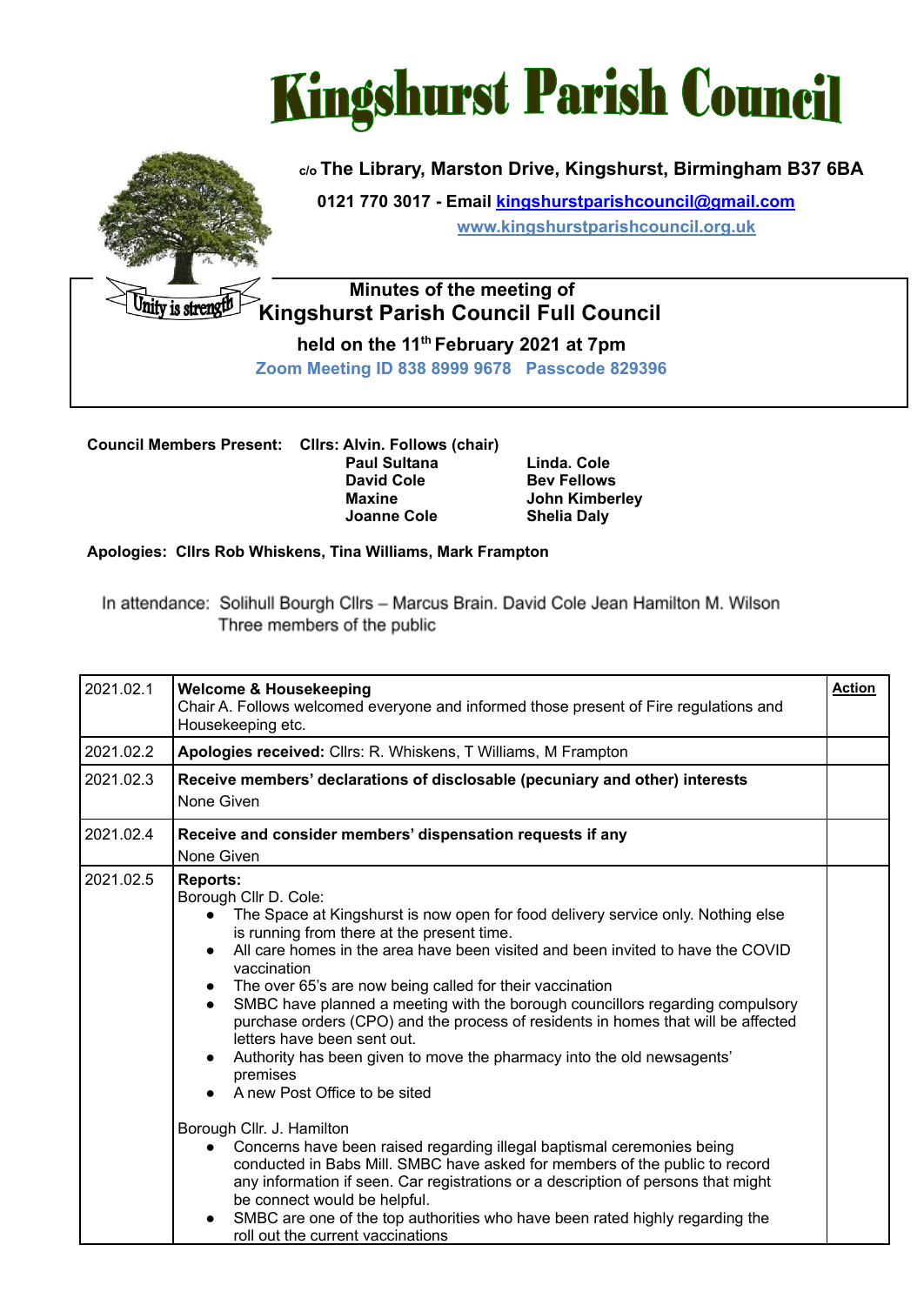# Kingshurst Parish Council

c/o The Library, Marston Drive, Kingshurst, Birmingham B37 6BA

0121 770 3017 - Email kingshurstparishcouncil@gmail.com

www.kingshurstparishcouncil.org.uk

Unity is strength

**Minutes of the meeting of**
**Kingshurst Parish Council Full Council**
**held on the 11th February 2021 at 7pm**
**Zoom Meeting ID 838 8999 9678 Passcode 829396**

**Council Members Present:** **Cllrs: Alvin. Follows (chair)**

| | |
|---|---|
| **Paul Sultana** | **Linda. Cole** |
| **David Cole** | **Bev Fellows** |
| **Maxine** | **John Kimberley** |
| **Joanne Cole** | **Shelia Daly** |

**Apologies: Cllrs Rob Whiskens, Tina Williams, Mark Frampton**

In attendance: Solihull Bourgh Cllrs – Marcus Brain. David Cole Jean Hamilton M. Wilson
Three members of the public

| | | **Action** |
|---|---|---|
| 2021.02.1 | **Welcome & Housekeeping**<br>Chair A. Follows welcomed everyone and informed those present of Fire regulations and Housekeeping etc. | |
| 2021.02.2 | **Apologies received:** Cllrs: R. Whiskens, T Williams, M Frampton | |
| 2021.02.3 | **Receive members' declarations of disclosable (pecuniary and other) interests**<br>None Given | |
| 2021.02.4 | **Receive and consider members' dispensation requests if any**<br>None Given | |
| 2021.02.5 | **Reports:**<br>Borough Cllr D. Cole:<br>• The Space at Kingshurst is now open for food delivery service only. Nothing else is running from there at the present time.<br>• All care homes in the area have been visited and been invited to have the COVID vaccination<br>• The over 65's are now being called for their vaccination<br>• SMBC have planned a meeting with the borough councillors regarding compulsory purchase orders (CPO) and the process of residents in homes that will be affected letters have been sent out.<br>• Authority has been given to move the pharmacy into the old newsagents' premises<br>• A new Post Office to be sited<br><br>Borough Cllr. J. Hamilton<br>• Concerns have been raised regarding illegal baptismal ceremonies being conducted in Babs Mill. SMBC have asked for members of the public to record any information if seen. Car registrations or a description of persons that might be connect would be helpful.<br>• SMBC are one of the top authorities who have been rated highly regarding the roll out the current vaccinations | |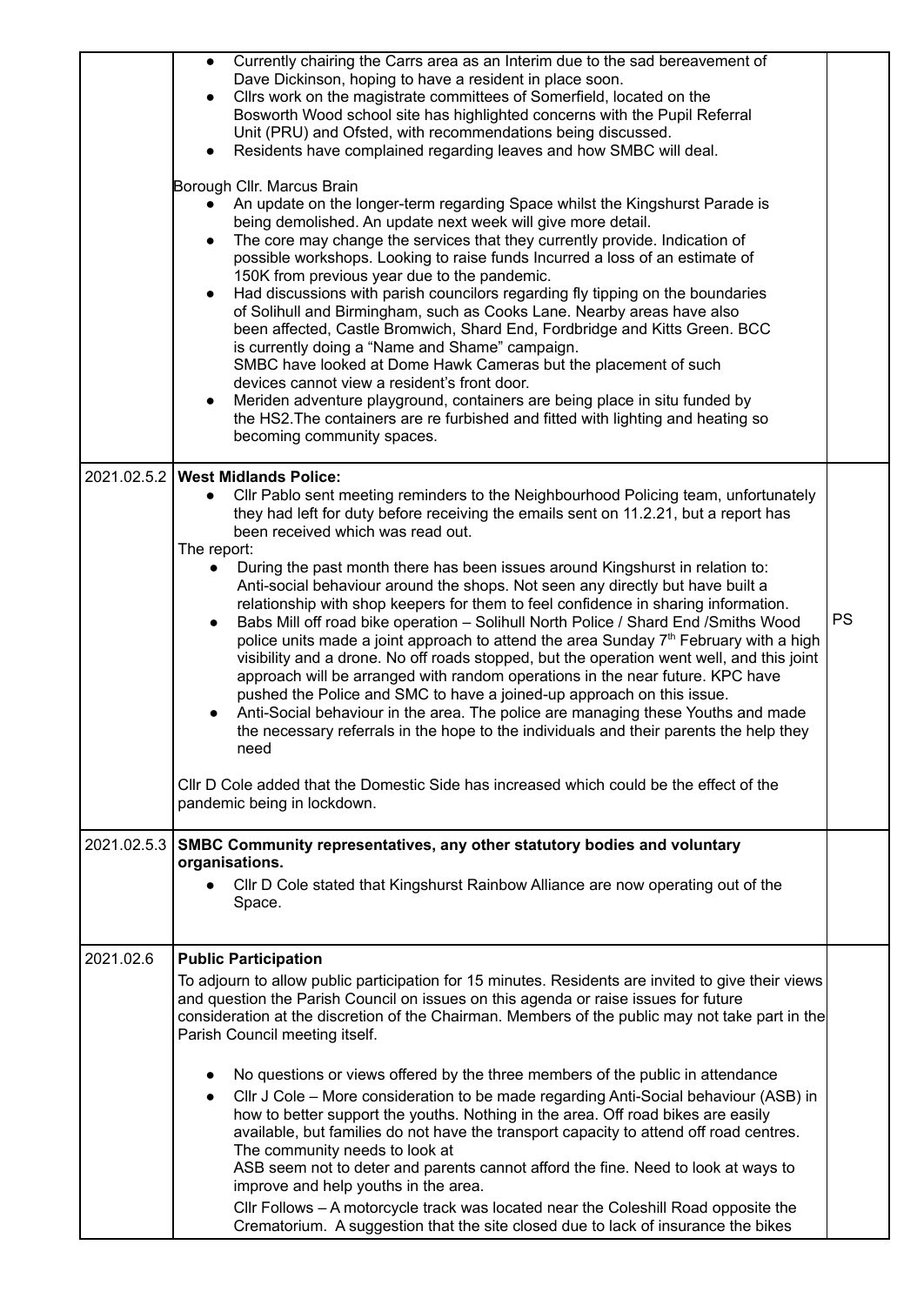| | | |
|---|---|---|
| | • Currently chairing the Carrs area as an Interim due to the sad bereavement of Dave Dickinson, hoping to have a resident in place soon.<br>• Cllrs work on the magistrate committees of Somerfield, located on the Bosworth Wood school site has highlighted concerns with the Pupil Referral Unit (PRU) and Ofsted, with recommendations being discussed.<br>• Residents have complained regarding leaves and how SMBC will deal.<br><br>Borough Cllr. Marcus Brain<br>• An update on the longer-term regarding Space whilst the Kingshurst Parade is being demolished. An update next week will give more detail.<br>• The core may change the services that they currently provide. Indication of possible workshops. Looking to raise funds Incurred a loss of an estimate of 150K from previous year due to the pandemic.<br>• Had discussions with parish councilors regarding fly tipping on the boundaries of Solihull and Birmingham, such as Cooks Lane. Nearby areas have also been affected, Castle Bromwich, Shard End, Fordbridge and Kitts Green. BCC is currently doing a "Name and Shame" campaign.<br>SMBC have looked at Dome Hawk Cameras but the placement of such devices cannot view a resident's front door.<br>• Meriden adventure playground, containers are being place in situ funded by the HS2.The containers are re furbished and fitted with lighting and heating so becoming community spaces. | |
| 2021.02.5.2 | **West Midlands Police:**<br>• Cllr Pablo sent meeting reminders to the Neighbourhood Policing team, unfortunately they had left for duty before receiving the emails sent on 11.2.21, but a report has been received which was read out.<br>The report:<br>• During the past month there has been issues around Kingshurst in relation to: Anti-social behaviour around the shops. Not seen any directly but have built a relationship with shop keepers for them to feel confidence in sharing information.<br>• Babs Mill off road bike operation – Solihull North Police / Shard End /Smiths Wood police units made a joint approach to attend the area Sunday 7th February with a high visibility and a drone. No off roads stopped, but the operation went well, and this joint approach will be arranged with random operations in the near future. KPC have pushed the Police and SMC to have a joined-up approach on this issue.<br>• Anti-Social behaviour in the area. The police are managing these Youths and made the necessary referrals in the hope to the individuals and their parents the help they need<br><br>Cllr D Cole added that the Domestic Side has increased which could be the effect of the pandemic being in lockdown. | PS |
| 2021.02.5.3 | **SMBC Community representatives, any other statutory bodies and voluntary organisations.**<br>• Cllr D Cole stated that Kingshurst Rainbow Alliance are now operating out of the Space. | |
| 2021.02.6 | **Public Participation**<br>To adjourn to allow public participation for 15 minutes. Residents are invited to give their views and question the Parish Council on issues on this agenda or raise issues for future consideration at the discretion of the Chairman. Members of the public may not take part in the Parish Council meeting itself.<br><br>• No questions or views offered by the three members of the public in attendance<br>• Cllr J Cole – More consideration to be made regarding Anti-Social behaviour (ASB) in how to better support the youths. Nothing in the area. Off road bikes are easily available, but families do not have the transport capacity to attend off road centres. The community needs to look at<br>ASB seem not to deter and parents cannot afford the fine. Need to look at ways to improve and help youths in the area.<br>Cllr Follows – A motorcycle track was located near the Coleshill Road opposite the Crematorium. A suggestion that the site closed due to lack of insurance the bikes | |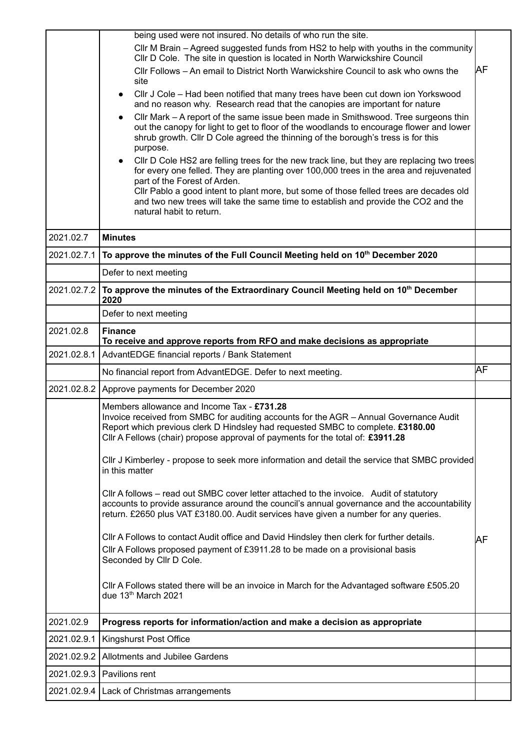| | | |
|---|---|---|
| | being used were not insured. No details of who run the site.<br>Cllr M Brain – Agreed suggested funds from HS2 to help with youths in the community Cllr D Cole. The site in question is located in North Warwickshire Council<br>Cllr Follows – An email to District North Warwickshire Council to ask who owns the site<br>• Cllr J Cole – Had been notified that many trees have been cut down ion Yorkswood and no reason why. Research read that the canopies are important for nature<br>• Cllr Mark – A report of the same issue been made in Smithswood. Tree surgeons thin out the canopy for light to get to floor of the woodlands to encourage flower and lower shrub growth. Cllr D Cole agreed the thinning of the borough's tress is for this purpose.<br>• Cllr D Cole HS2 are felling trees for the new track line, but they are replacing two trees for every one felled. They are planting over 100,000 trees in the area and rejuvenated part of the Forest of Arden.<br>Cllr Pablo a good intent to plant more, but some of those felled trees are decades old and two new trees will take the same time to establish and provide the $CO_2$ and the natural habit to return. | AF |
| 2021.02.7 | **Minutes** | |
| 2021.02.7.1 | **To approve the minutes of the Full Council Meeting held on 10th December 2020** | |
| | Defer to next meeting | |
| 2021.02.7.2 | **To approve the minutes of the Extraordinary Council Meeting held on 10th December 2020** | |
| | Defer to next meeting | |
| 2021.02.8 | **Finance**<br>**To receive and approve reports from RFO and make decisions as appropriate** | |
| 2021.02.8.1 | AdvantEDGE financial reports / Bank Statement | |
| | No financial report from AdvantEDGE. Defer to next meeting. | AF |
| 2021.02.8.2 | Approve payments for December 2020 | |
| | Members allowance and Income Tax - **£731.28**<br>Invoice received from SMBC for auditing accounts for the AGR – Annual Governance Audit Report which previous clerk D Hindsley had requested SMBC to complete. **£3180.00**<br>Cllr A Fellows (chair) propose approval of payments for the total of: **£3911.28**<br><br>Cllr J Kimberley - propose to seek more information and detail the service that SMBC provided in this matter<br><br>Cllr A follows – read out SMBC cover letter attached to the invoice. Audit of statutory accounts to provide assurance around the council's annual governance and the accountability return. £2650 plus VAT £3180.00. Audit services have given a number for any queries.<br><br>Cllr A Follows to contact Audit office and David Hindsley then clerk for further details.<br>Cllr A Follows proposed payment of £3911.28 to be made on a provisional basis<br>Seconded by Cllr D Cole.<br><br>Cllr A Follows stated there will be an invoice in March for the Advantaged software £505.20 due 13th March 2021 | AF |
| 2021.02.9 | **Progress reports for information/action and make a decision as appropriate** | |
| 2021.02.9.1 | Kingshurst Post Office | |
| 2021.02.9.2 | Allotments and Jubilee Gardens | |
| 2021.02.9.3 | Pavilions rent | |
| 2021.02.9.4 | Lack of Christmas arrangements | |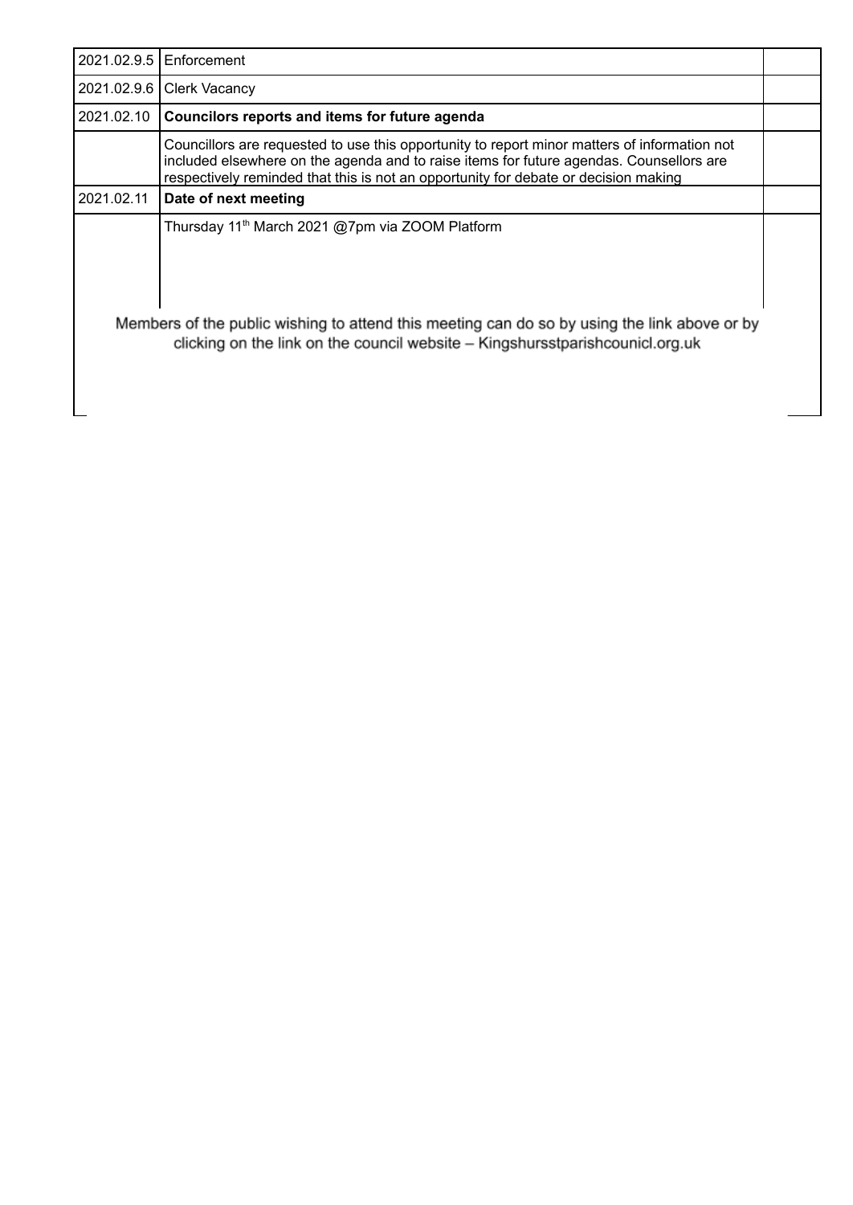| | | |
|---|---|---|
| 2021.02.9.5 | Enforcement | |
| 2021.02.9.6 | Clerk Vacancy | |
| 2021.02.10 | **Councilors reports and items for future agenda** | |
| | Councillors are requested to use this opportunity to report minor matters of information not included elsewhere on the agenda and to raise items for future agendas. Counsellors are respectively reminded that this is not an opportunity for debate or decision making | |
| 2021.02.11 | **Date of next meeting** | |
| | Thursday 11th March 2021 @7pm via ZOOM Platform | |

Members of the public wishing to attend this meeting can do so by using the link above or by clicking on the link on the council website – Kingshursstparishcounicl.org.uk